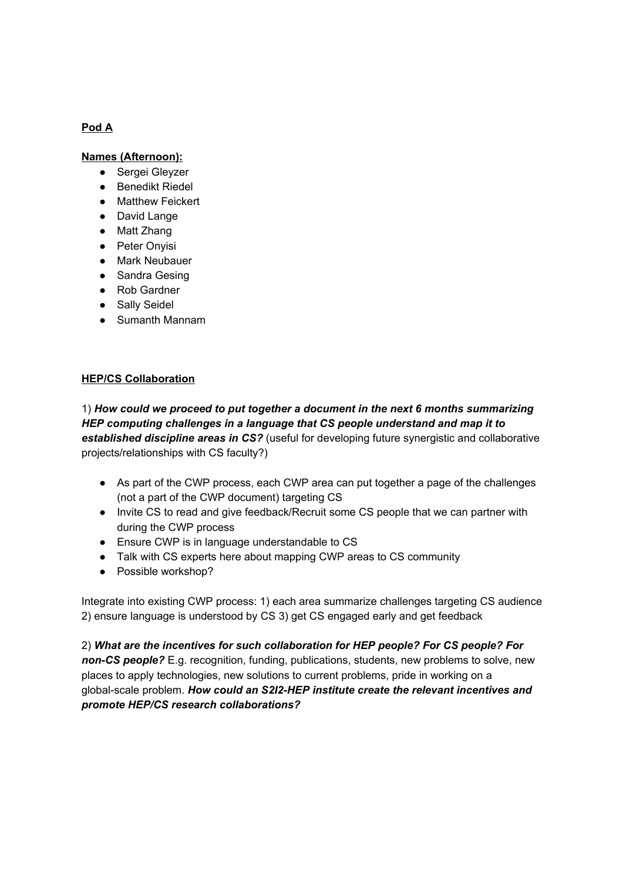**Pod A**

**Names (Afternoon):**

- Sergei Gleyzer
- Benedikt Riedel
- Matthew Feickert
- David Lange
- Matt Zhang
- Peter Onyisi
- Mark Neubauer
- Sandra Gesing
- Rob Gardner
- Sally Seidel
- Sumanth Mannam

**HEP/CS Collaboration**

1) ***How could we proceed to put together a document in the next 6 months summarizing HEP computing challenges in a language that CS people understand and map it to established discipline areas in CS?*** (useful for developing future synergistic and collaborative projects/relationships with CS faculty?)

- As part of the CWP process, each CWP area can put together a page of the challenges (not a part of the CWP document) targeting CS
- Invite CS to read and give feedback/Recruit some CS people that we can partner with during the CWP process
- Ensure CWP is in language understandable to CS
- Talk with CS experts here about mapping CWP areas to CS community
- Possible workshop?

Integrate into existing CWP process: 1) each area summarize challenges targeting CS audience 2) ensure language is understood by CS 3) get CS engaged early and get feedback

2) ***What are the incentives for such collaboration for HEP people? For CS people? For non-CS people?*** E.g. recognition, funding, publications, students, new problems to solve, new places to apply technologies, new solutions to current problems, pride in working on a global-scale problem. ***How could an S2I2-HEP institute create the relevant incentives and promote HEP/CS research collaborations?***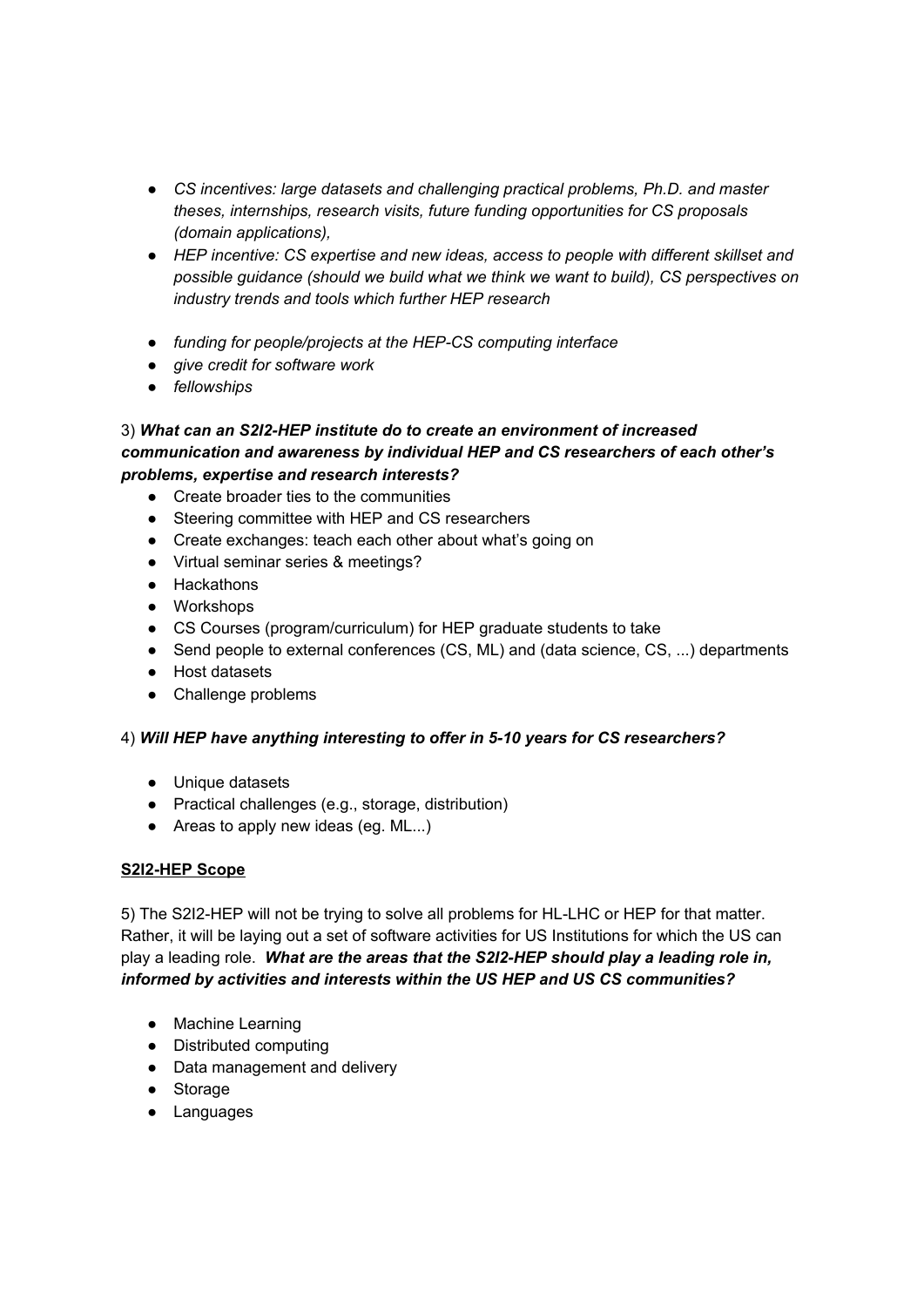- *CS incentives: large datasets and challenging practical problems, Ph.D. and master theses, internships, research visits, future funding opportunities for CS proposals (domain applications),*
- *HEP incentive: CS expertise and new ideas, access to people with different skillset and possible guidance (should we build what we think we want to build), CS perspectives on industry trends and tools which further HEP research*

- *funding for people/projects at the HEP-CS computing interface*
- *give credit for software work*
- *fellowships*

3) ***What can an S2I2-HEP institute do to create an environment of increased communication and awareness by individual HEP and CS researchers of each other's problems, expertise and research interests?***

- Create broader ties to the communities
- Steering committee with HEP and CS researchers
- Create exchanges: teach each other about what's going on
- Virtual seminar series & meetings?
- Hackathons
- Workshops
- CS Courses (program/curriculum) for HEP graduate students to take
- Send people to external conferences (CS, ML) and (data science, CS, ...) departments
- Host datasets
- Challenge problems

4) ***Will HEP have anything interesting to offer in 5-10 years for CS researchers?***

- Unique datasets
- Practical challenges (e.g., storage, distribution)
- Areas to apply new ideas (eg. ML...)

**S2I2-HEP Scope**

5) The S2I2-HEP will not be trying to solve all problems for HL-LHC or HEP for that matter. Rather, it will be laying out a set of software activities for US Institutions for which the US can play a leading role. ***What are the areas that the S2I2-HEP should play a leading role in, informed by activities and interests within the US HEP and US CS communities?***

- Machine Learning
- Distributed computing
- Data management and delivery
- Storage
- Languages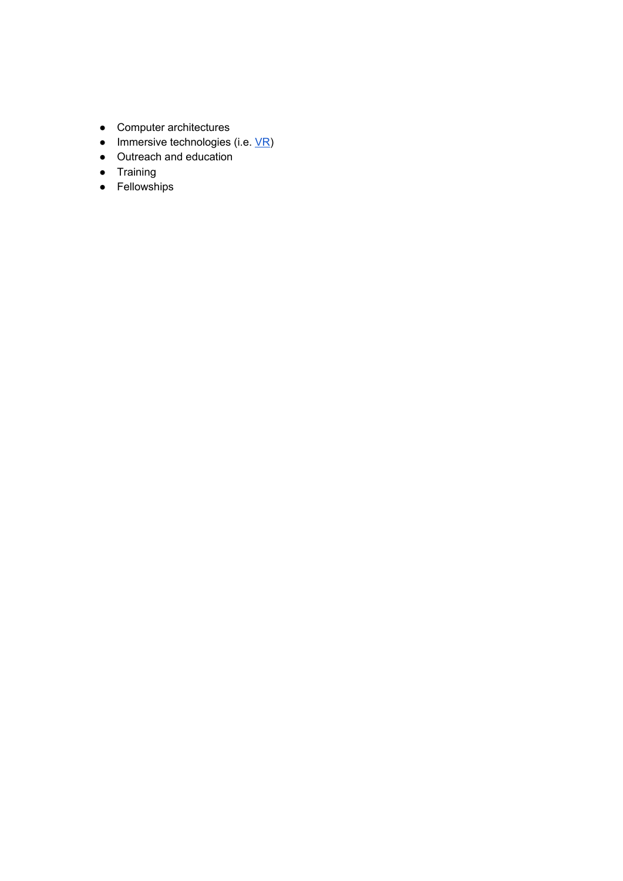- Computer architectures
- Immersive technologies (i.e. VR)
- Outreach and education
- Training
- Fellowships